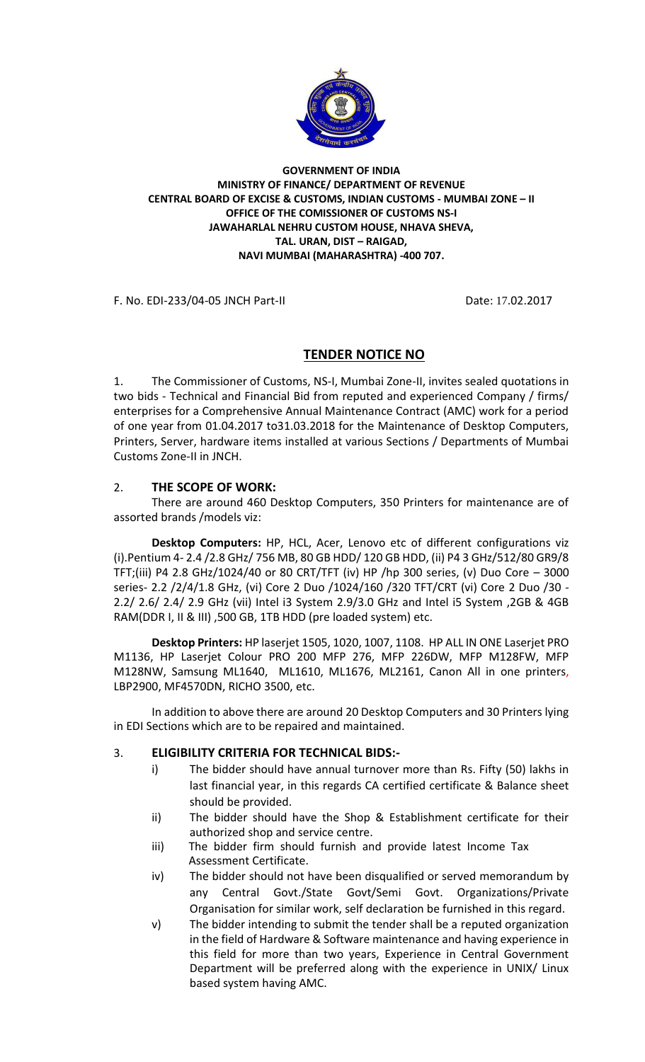**GOVERNMENT OF INDIA**
**MINISTRY OF FINANCE/ DEPARTMENT OF REVENUE**
**CENTRAL BOARD OF EXCISE & CUSTOMS, INDIAN CUSTOMS - MUMBAI ZONE – II**
**OFFICE OF THE COMISSIONER OF CUSTOMS NS-I**
**JAWAHARLAL NEHRU CUSTOM HOUSE, NHAVA SHEVA,**
**TAL. URAN, DIST – RAIGAD,**
**NAVI MUMBAI (MAHARASHTRA) -400 707.**

F. No. EDI-233/04-05 JNCH Part-II Date: 17.02.2017

# TENDER NOTICE NO

1. The Commissioner of Customs, NS-I, Mumbai Zone-II, invites sealed quotations in two bids - Technical and Financial Bid from reputed and experienced Company / firms/ enterprises for a Comprehensive Annual Maintenance Contract (AMC) work for a period of one year from 01.04.2017 to31.03.2018 for the Maintenance of Desktop Computers, Printers, Server, hardware items installed at various Sections / Departments of Mumbai Customs Zone-II in JNCH.

2. **THE SCOPE OF WORK:**

There are around 460 Desktop Computers, 350 Printers for maintenance are of assorted brands /models viz:

**Desktop Computers:** HP, HCL, Acer, Lenovo etc of different configurations viz (i).Pentium 4- 2.4 /2.8 GHz/ 756 MB, 80 GB HDD/ 120 GB HDD, (ii) P4 3 GHz/512/80 GR9/8 TFT;(iii) P4 2.8 GHz/1024/40 or 80 CRT/TFT (iv) HP /hp 300 series, (v) Duo Core – 3000 series- 2.2 /2/4/1.8 GHz, (vi) Core 2 Duo /1024/160 /320 TFT/CRT (vi) Core 2 Duo /30 - 2.2/ 2.6/ 2.4/ 2.9 GHz (vii) Intel i3 System 2.9/3.0 GHz and Intel i5 System ,2GB & 4GB RAM(DDR I, II & III) ,500 GB, 1TB HDD (pre loaded system) etc.

**Desktop Printers:** HP laserjet 1505, 1020, 1007, 1108. HP ALL IN ONE Laserjet PRO M1136, HP Laserjet Colour PRO 200 MFP 276, MFP 226DW, MFP M128FW, MFP M128NW, Samsung ML1640, ML1610, ML1676, ML2161, Canon All in one printers, LBP2900, MF4570DN, RICHO 3500, etc.

In addition to above there are around 20 Desktop Computers and 30 Printers lying in EDI Sections which are to be repaired and maintained.

3. **ELIGIBILITY CRITERIA FOR TECHNICAL BIDS:-**

   i) The bidder should have annual turnover more than Rs. Fifty (50) lakhs in last financial year, in this regards CA certified certificate & Balance sheet should be provided.

   ii) The bidder should have the Shop & Establishment certificate for their authorized shop and service centre.

   iii) The bidder firm should furnish and provide latest Income Tax Assessment Certificate.

   iv) The bidder should not have been disqualified or served memorandum by any Central Govt./State Govt/Semi Govt. Organizations/Private Organisation for similar work, self declaration be furnished in this regard.

   v) The bidder intending to submit the tender shall be a reputed organization in the field of Hardware & Software maintenance and having experience in this field for more than two years, Experience in Central Government Department will be preferred along with the experience in UNIX/ Linux based system having AMC.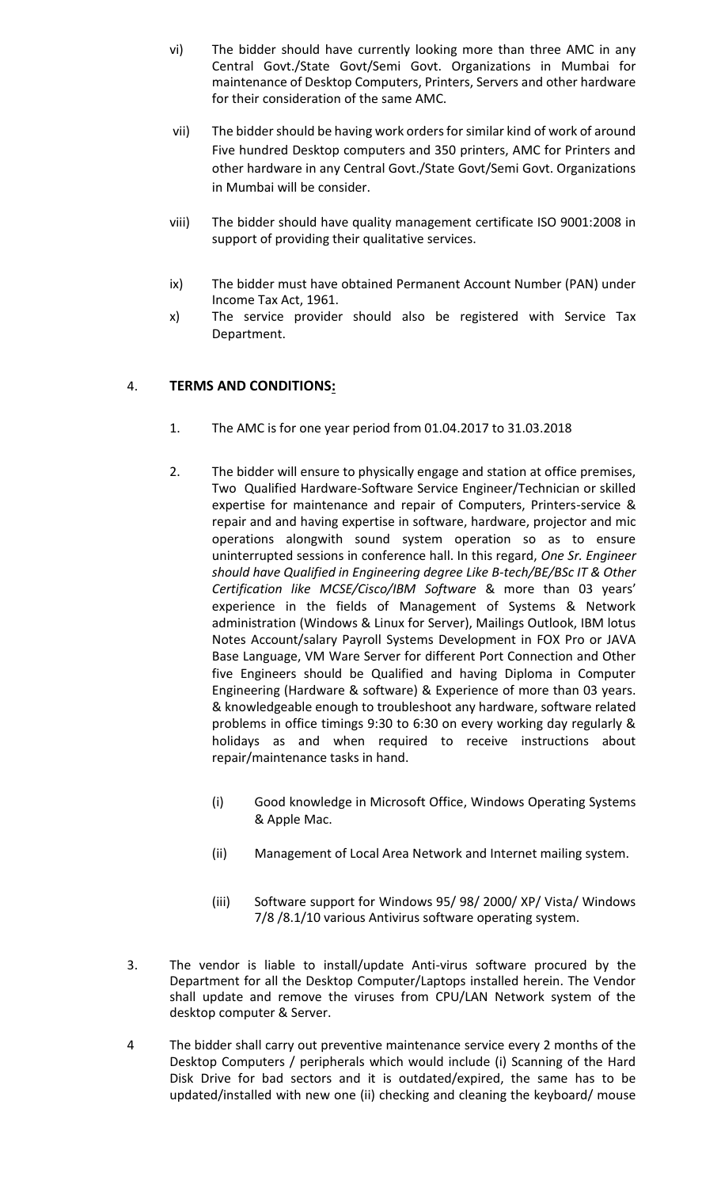vi) The bidder should have currently looking more than three AMC in any Central Govt./State Govt/Semi Govt. Organizations in Mumbai for maintenance of Desktop Computers, Printers, Servers and other hardware for their consideration of the same AMC.

vii) The bidder should be having work orders for similar kind of work of around Five hundred Desktop computers and 350 printers, AMC for Printers and other hardware in any Central Govt./State Govt/Semi Govt. Organizations in Mumbai will be consider.

viii) The bidder should have quality management certificate ISO 9001:2008 in support of providing their qualitative services.

ix) The bidder must have obtained Permanent Account Number (PAN) under Income Tax Act, 1961.

x) The service provider should also be registered with Service Tax Department.

## 4. **TERMS AND CONDITIONS:**

1. The AMC is for one year period from 01.04.2017 to 31.03.2018

2. The bidder will ensure to physically engage and station at office premises, Two Qualified Hardware-Software Service Engineer/Technician or skilled expertise for maintenance and repair of Computers, Printers-service & repair and and having expertise in software, hardware, projector and mic operations alongwith sound system operation so as to ensure uninterrupted sessions in conference hall. In this regard, *One Sr. Engineer should have Qualified in Engineering degree Like B-tech/BE/BSc IT & Other Certification like MCSE/Cisco/IBM Software* & more than 03 years' experience in the fields of Management of Systems & Network administration (Windows & Linux for Server), Mailings Outlook, IBM lotus Notes Account/salary Payroll Systems Development in FOX Pro or JAVA Base Language, VM Ware Server for different Port Connection and Other five Engineers should be Qualified and having Diploma in Computer Engineering (Hardware & software) & Experience of more than 03 years. & knowledgeable enough to troubleshoot any hardware, software related problems in office timings 9:30 to 6:30 on every working day regularly & holidays as and when required to receive instructions about repair/maintenance tasks in hand.

   (i) Good knowledge in Microsoft Office, Windows Operating Systems & Apple Mac.

   (ii) Management of Local Area Network and Internet mailing system.

   (iii) Software support for Windows 95/ 98/ 2000/ XP/ Vista/ Windows 7/8 /8.1/10 various Antivirus software operating system.

3. The vendor is liable to install/update Anti-virus software procured by the Department for all the Desktop Computer/Laptops installed herein. The Vendor shall update and remove the viruses from CPU/LAN Network system of the desktop computer & Server.

4 The bidder shall carry out preventive maintenance service every 2 months of the Desktop Computers / peripherals which would include (i) Scanning of the Hard Disk Drive for bad sectors and it is outdated/expired, the same has to be updated/installed with new one (ii) checking and cleaning the keyboard/ mouse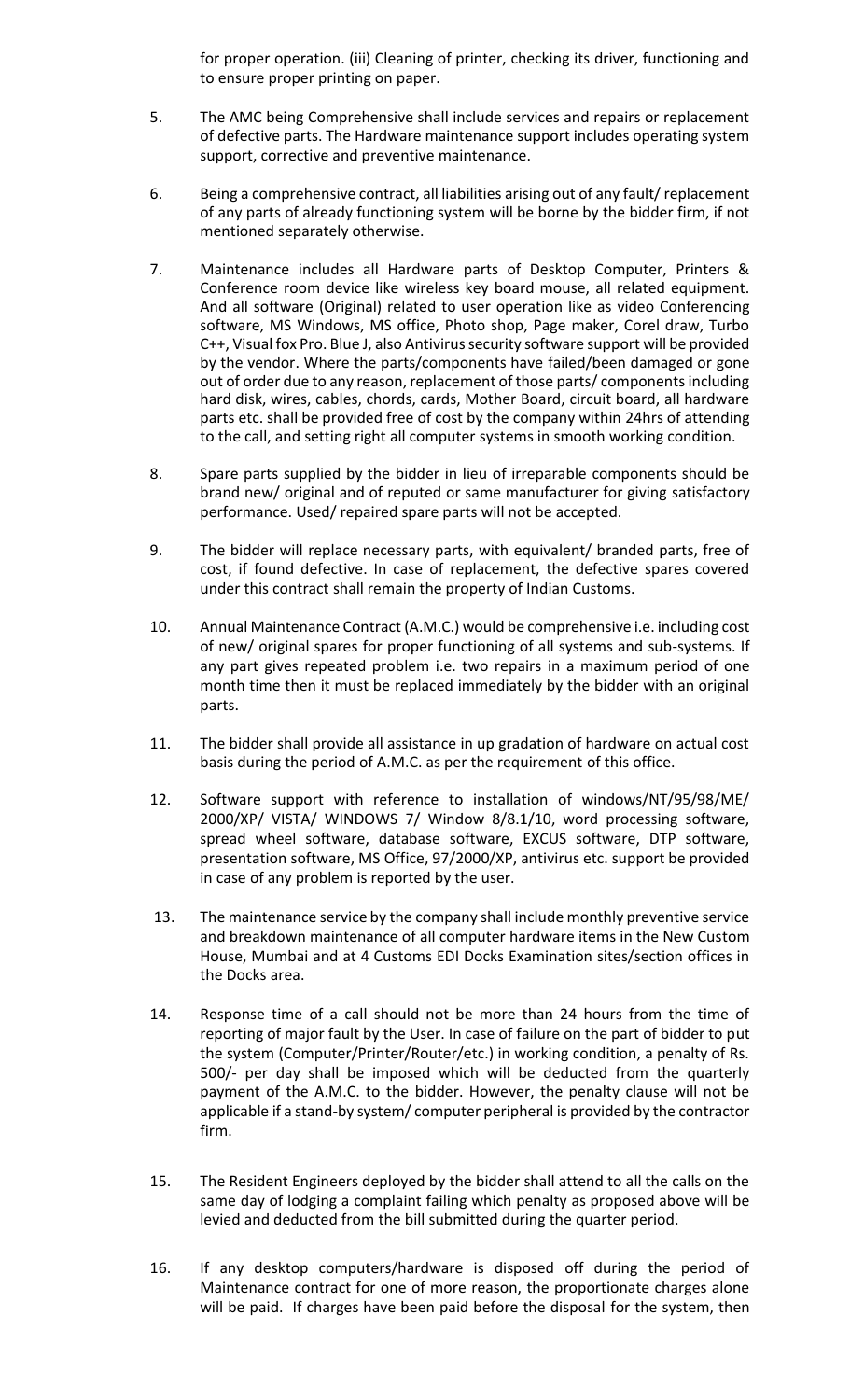for proper operation. (iii) Cleaning of printer, checking its driver, functioning and to ensure proper printing on paper.

5. The AMC being Comprehensive shall include services and repairs or replacement of defective parts. The Hardware maintenance support includes operating system support, corrective and preventive maintenance.

6. Being a comprehensive contract, all liabilities arising out of any fault/ replacement of any parts of already functioning system will be borne by the bidder firm, if not mentioned separately otherwise.

7. Maintenance includes all Hardware parts of Desktop Computer, Printers & Conference room device like wireless key board mouse, all related equipment. And all software (Original) related to user operation like as video Conferencing software, MS Windows, MS office, Photo shop, Page maker, Corel draw, Turbo C++, Visual fox Pro. Blue J, also Antivirus security software support will be provided by the vendor. Where the parts/components have failed/been damaged or gone out of order due to any reason, replacement of those parts/ components including hard disk, wires, cables, chords, cards, Mother Board, circuit board, all hardware parts etc. shall be provided free of cost by the company within 24hrs of attending to the call, and setting right all computer systems in smooth working condition.

8. Spare parts supplied by the bidder in lieu of irreparable components should be brand new/ original and of reputed or same manufacturer for giving satisfactory performance. Used/ repaired spare parts will not be accepted.

9. The bidder will replace necessary parts, with equivalent/ branded parts, free of cost, if found defective. In case of replacement, the defective spares covered under this contract shall remain the property of Indian Customs.

10. Annual Maintenance Contract (A.M.C.) would be comprehensive i.e. including cost of new/ original spares for proper functioning of all systems and sub-systems. If any part gives repeated problem i.e. two repairs in a maximum period of one month time then it must be replaced immediately by the bidder with an original parts.

11. The bidder shall provide all assistance in up gradation of hardware on actual cost basis during the period of A.M.C. as per the requirement of this office.

12. Software support with reference to installation of windows/NT/95/98/ME/ 2000/XP/ VISTA/ WINDOWS 7/ Window 8/8.1/10, word processing software, spread wheel software, database software, EXCUS software, DTP software, presentation software, MS Office, 97/2000/XP, antivirus etc. support be provided in case of any problem is reported by the user.

13. The maintenance service by the company shall include monthly preventive service and breakdown maintenance of all computer hardware items in the New Custom House, Mumbai and at 4 Customs EDI Docks Examination sites/section offices in the Docks area.

14. Response time of a call should not be more than 24 hours from the time of reporting of major fault by the User. In case of failure on the part of bidder to put the system (Computer/Printer/Router/etc.) in working condition, a penalty of Rs. 500/- per day shall be imposed which will be deducted from the quarterly payment of the A.M.C. to the bidder. However, the penalty clause will not be applicable if a stand-by system/ computer peripheral is provided by the contractor firm.

15. The Resident Engineers deployed by the bidder shall attend to all the calls on the same day of lodging a complaint failing which penalty as proposed above will be levied and deducted from the bill submitted during the quarter period.

16. If any desktop computers/hardware is disposed off during the period of Maintenance contract for one of more reason, the proportionate charges alone will be paid. If charges have been paid before the disposal for the system, then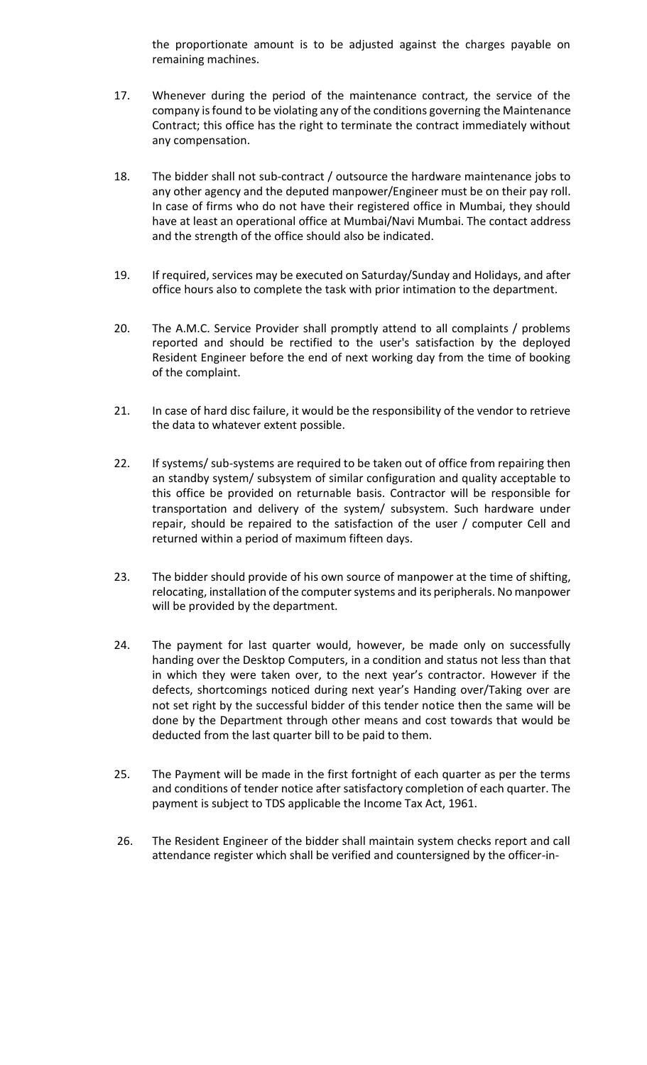the proportionate amount is to be adjusted against the charges payable on remaining machines.

17. Whenever during the period of the maintenance contract, the service of the company is found to be violating any of the conditions governing the Maintenance Contract; this office has the right to terminate the contract immediately without any compensation.

18. The bidder shall not sub-contract / outsource the hardware maintenance jobs to any other agency and the deputed manpower/Engineer must be on their pay roll. In case of firms who do not have their registered office in Mumbai, they should have at least an operational office at Mumbai/Navi Mumbai. The contact address and the strength of the office should also be indicated.

19. If required, services may be executed on Saturday/Sunday and Holidays, and after office hours also to complete the task with prior intimation to the department.

20. The A.M.C. Service Provider shall promptly attend to all complaints / problems reported and should be rectified to the user's satisfaction by the deployed Resident Engineer before the end of next working day from the time of booking of the complaint.

21. In case of hard disc failure, it would be the responsibility of the vendor to retrieve the data to whatever extent possible.

22. If systems/ sub-systems are required to be taken out of office from repairing then an standby system/ subsystem of similar configuration and quality acceptable to this office be provided on returnable basis. Contractor will be responsible for transportation and delivery of the system/ subsystem. Such hardware under repair, should be repaired to the satisfaction of the user / computer Cell and returned within a period of maximum fifteen days.

23. The bidder should provide of his own source of manpower at the time of shifting, relocating, installation of the computer systems and its peripherals. No manpower will be provided by the department.

24. The payment for last quarter would, however, be made only on successfully handing over the Desktop Computers, in a condition and status not less than that in which they were taken over, to the next year's contractor. However if the defects, shortcomings noticed during next year's Handing over/Taking over are not set right by the successful bidder of this tender notice then the same will be done by the Department through other means and cost towards that would be deducted from the last quarter bill to be paid to them.

25. The Payment will be made in the first fortnight of each quarter as per the terms and conditions of tender notice after satisfactory completion of each quarter. The payment is subject to TDS applicable the Income Tax Act, 1961.

26. The Resident Engineer of the bidder shall maintain system checks report and call attendance register which shall be verified and countersigned by the officer-in-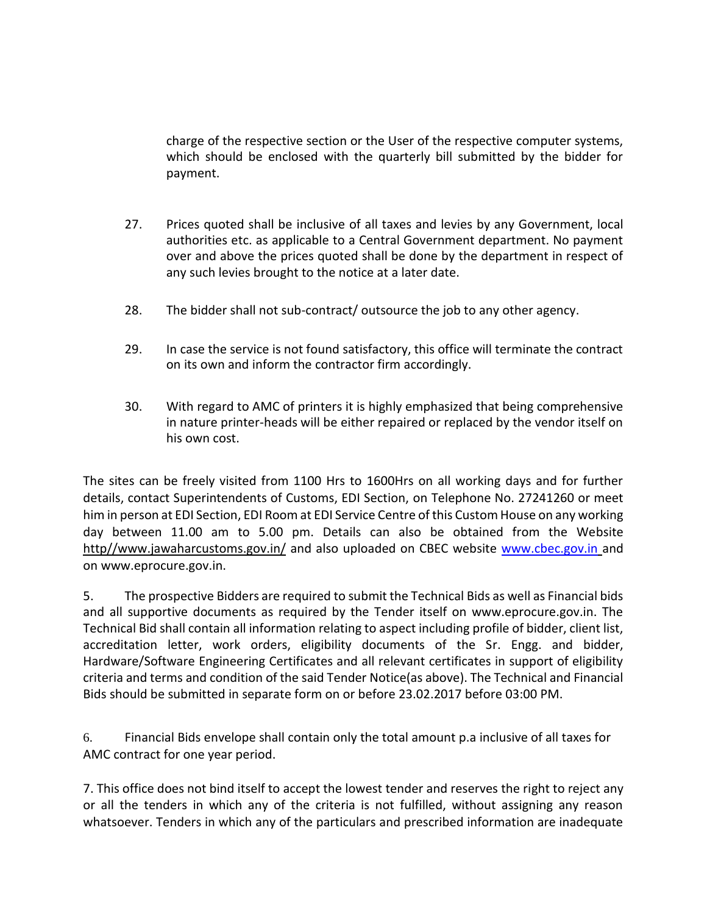charge of the respective section or the User of the respective computer systems, which should be enclosed with the quarterly bill submitted by the bidder for payment.

27. Prices quoted shall be inclusive of all taxes and levies by any Government, local authorities etc. as applicable to a Central Government department. No payment over and above the prices quoted shall be done by the department in respect of any such levies brought to the notice at a later date.

28. The bidder shall not sub-contract/ outsource the job to any other agency.

29. In case the service is not found satisfactory, this office will terminate the contract on its own and inform the contractor firm accordingly.

30. With regard to AMC of printers it is highly emphasized that being comprehensive in nature printer-heads will be either repaired or replaced by the vendor itself on his own cost.

The sites can be freely visited from 1100 Hrs to 1600Hrs on all working days and for further details, contact Superintendents of Customs, EDI Section, on Telephone No. 27241260 or meet him in person at EDI Section, EDI Room at EDI Service Centre of this Custom House on any working day between 11.00 am to 5.00 pm. Details can also be obtained from the Website http//www.jawaharcustoms.gov.in/ and also uploaded on CBEC website www.cbec.gov.in and on www.eprocure.gov.in.

5. The prospective Bidders are required to submit the Technical Bids as well as Financial bids and all supportive documents as required by the Tender itself on www.eprocure.gov.in. The Technical Bid shall contain all information relating to aspect including profile of bidder, client list, accreditation letter, work orders, eligibility documents of the Sr. Engg. and bidder, Hardware/Software Engineering Certificates and all relevant certificates in support of eligibility criteria and terms and condition of the said Tender Notice(as above). The Technical and Financial Bids should be submitted in separate form on or before 23.02.2017 before 03:00 PM.

6. Financial Bids envelope shall contain only the total amount p.a inclusive of all taxes for AMC contract for one year period.

7. This office does not bind itself to accept the lowest tender and reserves the right to reject any or all the tenders in which any of the criteria is not fulfilled, without assigning any reason whatsoever. Tenders in which any of the particulars and prescribed information are inadequate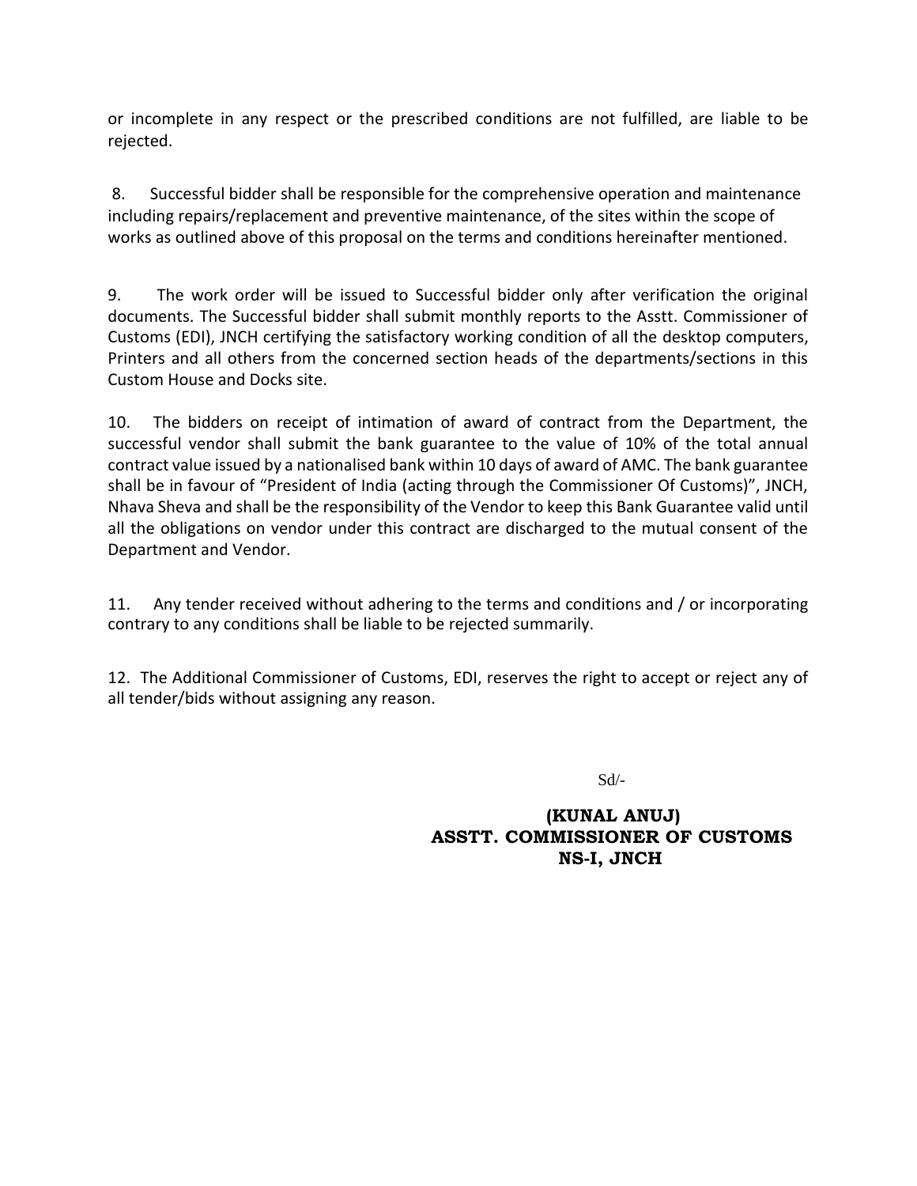or incomplete in any respect or the prescribed conditions are not fulfilled, are liable to be rejected.

8. Successful bidder shall be responsible for the comprehensive operation and maintenance including repairs/replacement and preventive maintenance, of the sites within the scope of works as outlined above of this proposal on the terms and conditions hereinafter mentioned.

9. The work order will be issued to Successful bidder only after verification the original documents. The Successful bidder shall submit monthly reports to the Asstt. Commissioner of Customs (EDI), JNCH certifying the satisfactory working condition of all the desktop computers, Printers and all others from the concerned section heads of the departments/sections in this Custom House and Docks site.

10. The bidders on receipt of intimation of award of contract from the Department, the successful vendor shall submit the bank guarantee to the value of 10% of the total annual contract value issued by a nationalised bank within 10 days of award of AMC. The bank guarantee shall be in favour of "President of India (acting through the Commissioner Of Customs)", JNCH, Nhava Sheva and shall be the responsibility of the Vendor to keep this Bank Guarantee valid until all the obligations on vendor under this contract are discharged to the mutual consent of the Department and Vendor.

11. Any tender received without adhering to the terms and conditions and / or incorporating contrary to any conditions shall be liable to be rejected summarily.

12. The Additional Commissioner of Customs, EDI, reserves the right to accept or reject any of all tender/bids without assigning any reason.

Sd/-

**(KUNAL ANUJ)**
**ASSTT. COMMISSIONER OF CUSTOMS**
**NS-I, JNCH**